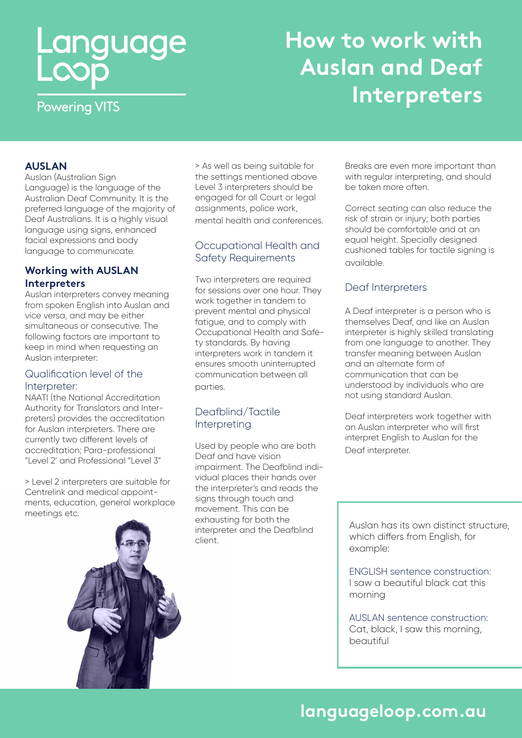Language Loop

Powering VITS

# How to work with Auslan and Deaf Interpreters

## AUSLAN

Auslan (Australian Sign Language) is the language of the Australian Deaf Community. It is the preferred language of the majority of Deaf Australians. It is a highly visual language using signs, enhanced facial expressions and body language to communicate.

## Working with AUSLAN Interpreters

Auslan interpreters convey meaning from spoken English into Auslan and vice versa, and may be either simultaneous or consecutive. The following factors are important to keep in mind when requesting an Auslan interpreter:

### Qualification level of the Interpreter:

NAATI (the National Accreditation Authority for Translators and Interpreters) provides the accreditation for Auslan interpreters. There are currently two different levels of accreditation; Para-professional "Level 2' and Professional "Level 3"

> Level 2 interpreters are suitable for Centrelink and medical appointments, education, general workplace meetings etc.

> As well as being suitable for the settings mentioned above Level 3 interpreters should be engaged for all Court or legal assignments, police work, mental health and conferences.

### Occupational Health and Safety Requirements

Two interpreters are required for sessions over one hour. They work together in tandem to prevent mental and physical fatigue, and to comply with Occupational Health and Safety standards. By having interpreters work in tandem it ensures smooth uninterrupted communication between all parties.

### Deafblind/Tactile Interpreting

Used by people who are both Deaf and have vision impairment. The Deafblind individual places their hands over the interpreter's and reads the signs through touch and movement. This can be exhausting for both the interpreter and the Deafblind client.

Breaks are even more important than with regular interpreting, and should be taken more often.

Correct seating can also reduce the risk of strain or injury; both parties should be comfortable and at an equal height. Specially designed cushioned tables for tactile signing is available.

### Deaf Interpreters

A Deaf interpreter is a person who is themselves Deaf, and like an Auslan interpreter is highly skilled translating from one language to another. They transfer meaning between Auslan and an alternate form of communication that can be understood by individuals who are not using standard Auslan.

Deaf interpreters work together with an Auslan interpreter who will first interpret English to Auslan for the Deaf interpreter.

Auslan has its own distinct structure, which differs from English, for example:

ENGLISH sentence construction:
I saw a beautiful black cat this morning

AUSLAN sentence construction:
Cat, black, I saw this morning, beautiful

languageloop.com.au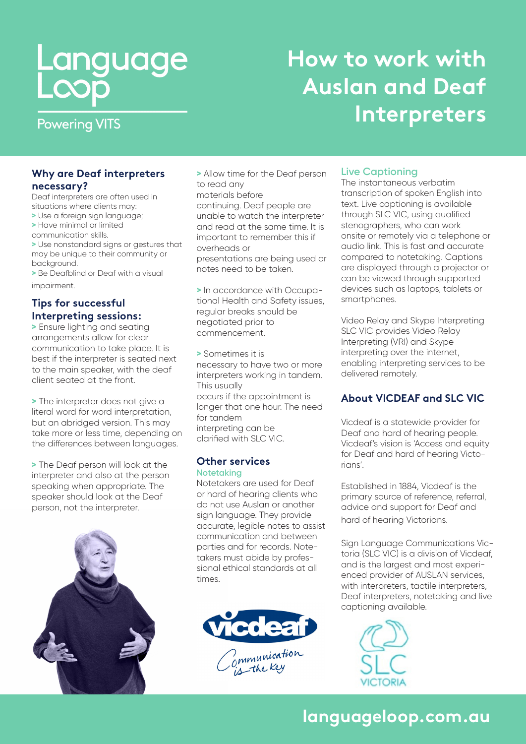Language Loop

Powering VITS

# How to work with Auslan and Deaf Interpreters

## Why are Deaf interpreters necessary?

Deaf interpreters are often used in situations where clients may:

> Use a foreign sign language;
> Have minimal or limited communication skills.
> Use nonstandard signs or gestures that may be unique to their community or background.
> Be Deafblind or Deaf with a visual impairment.

## Tips for successful Interpreting sessions:

> Ensure lighting and seating arrangements allow for clear communication to take place. It is best if the interpreter is seated next to the main speaker, with the deaf client seated at the front.

> The interpreter does not give a literal word for word interpretation, but an abridged version. This may take more or less time, depending on the differences between languages.

> The Deaf person will look at the interpreter and also at the person speaking when appropriate. The speaker should look at the Deaf person, not the interpreter.

> Allow time for the Deaf person to read any materials before continuing. Deaf people are unable to watch the interpreter and read at the same time. It is important to remember this if overheads or presentations are being used or notes need to be taken.

> In accordance with Occupational Health and Safety issues, regular breaks should be negotiated prior to commencement.

> Sometimes it is necessary to have two or more interpreters working in tandem. This usually occurs if the appointment is longer that one hour. The need for tandem interpreting can be clarified with SLC VIC.

## Other services

### Notetaking

Notetakers are used for Deaf or hard of hearing clients who do not use Auslan or another sign language. They provide accurate, legible notes to assist communication and between parties and for records. Notetakers must abide by professional ethical standards at all times.

### Live Captioning

The instantaneous verbatim transcription of spoken English into text. Live captioning is available through SLC VIC, using qualified stenographers, who can work onsite or remotely via a telephone or audio link. This is fast and accurate compared to notetaking. Captions are displayed through a projector or can be viewed through supported devices such as laptops, tablets or smartphones.

Video Relay and Skype Interpreting
SLC VIC provides Video Relay Interpreting (VRI) and Skype interpreting over the internet, enabling interpreting services to be delivered remotely.

## About VICDEAF and SLC VIC

Vicdeaf is a statewide provider for Deaf and hard of hearing people. Vicdeaf's vision is 'Access and equity for Deaf and hard of hearing Victorians'.

Established in 1884, Vicdeaf is the primary source of reference, referral, advice and support for Deaf and hard of hearing Victorians.

Sign Language Communications Victoria (SLC VIC) is a division of Vicdeaf, and is the largest and most experienced provider of AUSLAN services, with interpreters, tactile interpreters, Deaf interpreters, notetaking and live captioning available.

vicdeaf
Communication is the key

SLC VICTORIA

languageloop.com.au